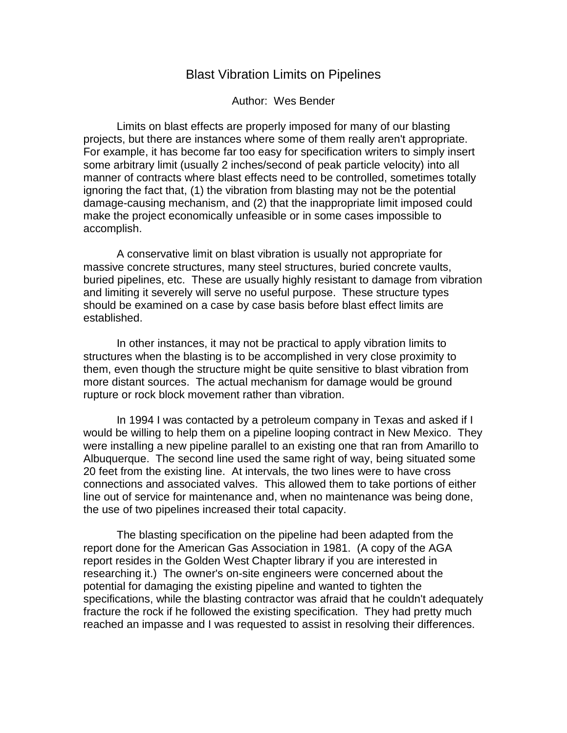# Blast Vibration Limits on Pipelines

Author: Wes Bender

Limits on blast effects are properly imposed for many of our blasting projects, but there are instances where some of them really aren't appropriate. For example, it has become far too easy for specification writers to simply insert some arbitrary limit (usually 2 inches/second of peak particle velocity) into all manner of contracts where blast effects need to be controlled, sometimes totally ignoring the fact that, (1) the vibration from blasting may not be the potential damage-causing mechanism, and (2) that the inappropriate limit imposed could make the project economically unfeasible or in some cases impossible to accomplish.

A conservative limit on blast vibration is usually not appropriate for massive concrete structures, many steel structures, buried concrete vaults, buried pipelines, etc. These are usually highly resistant to damage from vibration and limiting it severely will serve no useful purpose. These structure types should be examined on a case by case basis before blast effect limits are established.

In other instances, it may not be practical to apply vibration limits to structures when the blasting is to be accomplished in very close proximity to them, even though the structure might be quite sensitive to blast vibration from more distant sources. The actual mechanism for damage would be ground rupture or rock block movement rather than vibration.

In 1994 I was contacted by a petroleum company in Texas and asked if I would be willing to help them on a pipeline looping contract in New Mexico. They were installing a new pipeline parallel to an existing one that ran from Amarillo to Albuquerque. The second line used the same right of way, being situated some 20 feet from the existing line. At intervals, the two lines were to have cross connections and associated valves. This allowed them to take portions of either line out of service for maintenance and, when no maintenance was being done, the use of two pipelines increased their total capacity.

The blasting specification on the pipeline had been adapted from the report done for the American Gas Association in 1981. (A copy of the AGA report resides in the Golden West Chapter library if you are interested in researching it.) The owner's on-site engineers were concerned about the potential for damaging the existing pipeline and wanted to tighten the specifications, while the blasting contractor was afraid that he couldn't adequately fracture the rock if he followed the existing specification. They had pretty much reached an impasse and I was requested to assist in resolving their differences.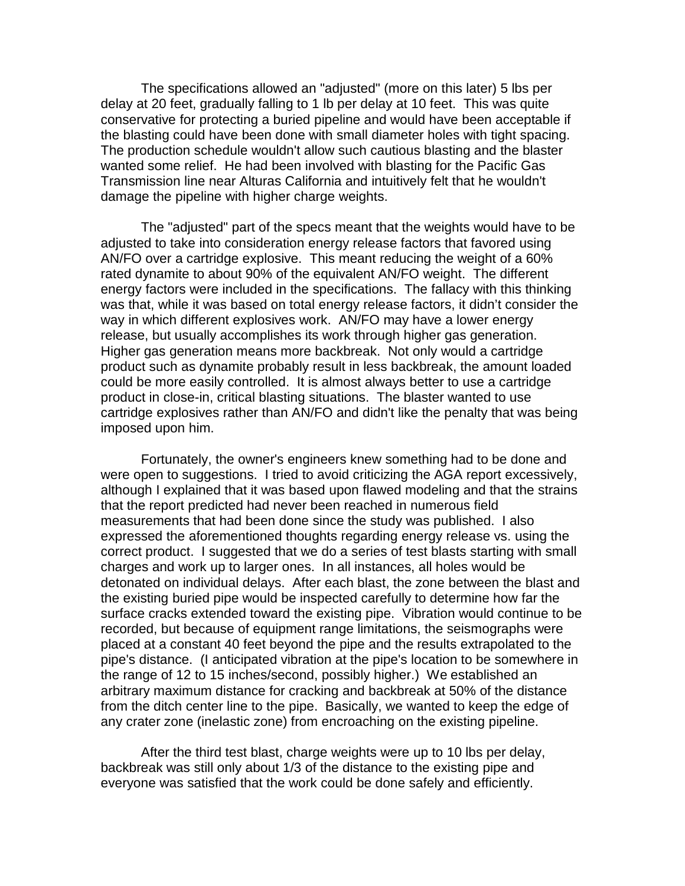The specifications allowed an "adjusted" (more on this later) 5 lbs per delay at 20 feet, gradually falling to 1 lb per delay at 10 feet. This was quite conservative for protecting a buried pipeline and would have been acceptable if the blasting could have been done with small diameter holes with tight spacing. The production schedule wouldn't allow such cautious blasting and the blaster wanted some relief. He had been involved with blasting for the Pacific Gas Transmission line near Alturas California and intuitively felt that he wouldn't damage the pipeline with higher charge weights.

The "adjusted" part of the specs meant that the weights would have to be adjusted to take into consideration energy release factors that favored using AN/FO over a cartridge explosive. This meant reducing the weight of a 60% rated dynamite to about 90% of the equivalent AN/FO weight. The different energy factors were included in the specifications. The fallacy with this thinking was that, while it was based on total energy release factors, it didn't consider the way in which different explosives work. AN/FO may have a lower energy release, but usually accomplishes its work through higher gas generation. Higher gas generation means more backbreak. Not only would a cartridge product such as dynamite probably result in less backbreak, the amount loaded could be more easily controlled. It is almost always better to use a cartridge product in close-in, critical blasting situations. The blaster wanted to use cartridge explosives rather than AN/FO and didn't like the penalty that was being imposed upon him.

Fortunately, the owner's engineers knew something had to be done and were open to suggestions. I tried to avoid criticizing the AGA report excessively, although I explained that it was based upon flawed modeling and that the strains that the report predicted had never been reached in numerous field measurements that had been done since the study was published. I also expressed the aforementioned thoughts regarding energy release vs. using the correct product. I suggested that we do a series of test blasts starting with small charges and work up to larger ones. In all instances, all holes would be detonated on individual delays. After each blast, the zone between the blast and the existing buried pipe would be inspected carefully to determine how far the surface cracks extended toward the existing pipe. Vibration would continue to be recorded, but because of equipment range limitations, the seismographs were placed at a constant 40 feet beyond the pipe and the results extrapolated to the pipe's distance. (I anticipated vibration at the pipe's location to be somewhere in the range of 12 to 15 inches/second, possibly higher.) We established an arbitrary maximum distance for cracking and backbreak at 50% of the distance from the ditch center line to the pipe. Basically, we wanted to keep the edge of any crater zone (inelastic zone) from encroaching on the existing pipeline.

After the third test blast, charge weights were up to 10 lbs per delay, backbreak was still only about 1/3 of the distance to the existing pipe and everyone was satisfied that the work could be done safely and efficiently.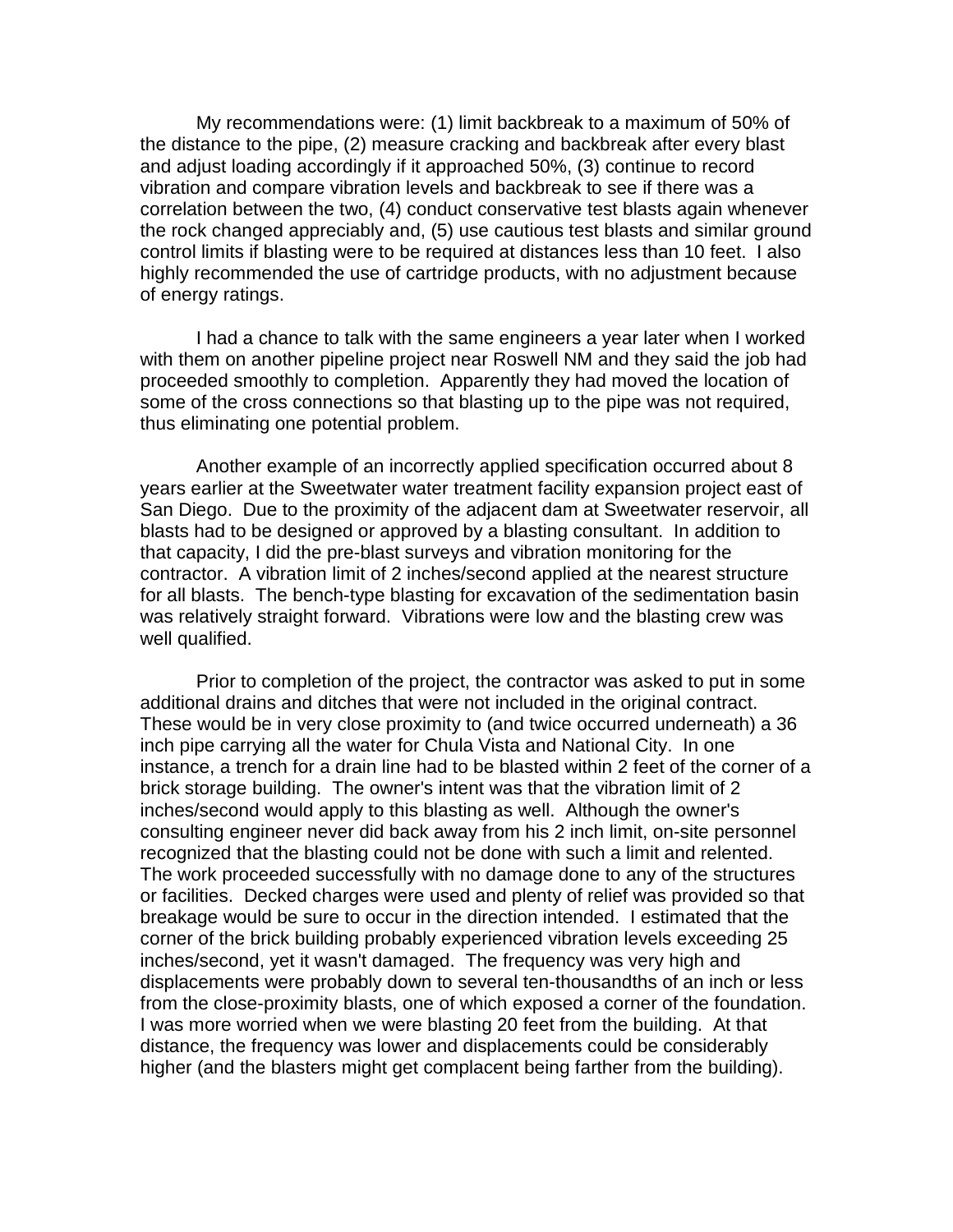My recommendations were: (1) limit backbreak to a maximum of 50% of the distance to the pipe, (2) measure cracking and backbreak after every blast and adjust loading accordingly if it approached 50%, (3) continue to record vibration and compare vibration levels and backbreak to see if there was a correlation between the two, (4) conduct conservative test blasts again whenever the rock changed appreciably and, (5) use cautious test blasts and similar ground control limits if blasting were to be required at distances less than 10 feet. I also highly recommended the use of cartridge products, with no adjustment because of energy ratings.

I had a chance to talk with the same engineers a year later when I worked with them on another pipeline project near Roswell NM and they said the job had proceeded smoothly to completion. Apparently they had moved the location of some of the cross connections so that blasting up to the pipe was not required, thus eliminating one potential problem.

Another example of an incorrectly applied specification occurred about 8 years earlier at the Sweetwater water treatment facility expansion project east of San Diego. Due to the proximity of the adjacent dam at Sweetwater reservoir, all blasts had to be designed or approved by a blasting consultant. In addition to that capacity, I did the pre-blast surveys and vibration monitoring for the contractor. A vibration limit of 2 inches/second applied at the nearest structure for all blasts. The bench-type blasting for excavation of the sedimentation basin was relatively straight forward. Vibrations were low and the blasting crew was well qualified.

Prior to completion of the project, the contractor was asked to put in some additional drains and ditches that were not included in the original contract. These would be in very close proximity to (and twice occurred underneath) a 36 inch pipe carrying all the water for Chula Vista and National City. In one instance, a trench for a drain line had to be blasted within 2 feet of the corner of a brick storage building. The owner's intent was that the vibration limit of 2 inches/second would apply to this blasting as well. Although the owner's consulting engineer never did back away from his 2 inch limit, on-site personnel recognized that the blasting could not be done with such a limit and relented. The work proceeded successfully with no damage done to any of the structures or facilities. Decked charges were used and plenty of relief was provided so that breakage would be sure to occur in the direction intended. I estimated that the corner of the brick building probably experienced vibration levels exceeding 25 inches/second, yet it wasn't damaged. The frequency was very high and displacements were probably down to several ten-thousandths of an inch or less from the close-proximity blasts, one of which exposed a corner of the foundation. I was more worried when we were blasting 20 feet from the building. At that distance, the frequency was lower and displacements could be considerably higher (and the blasters might get complacent being farther from the building).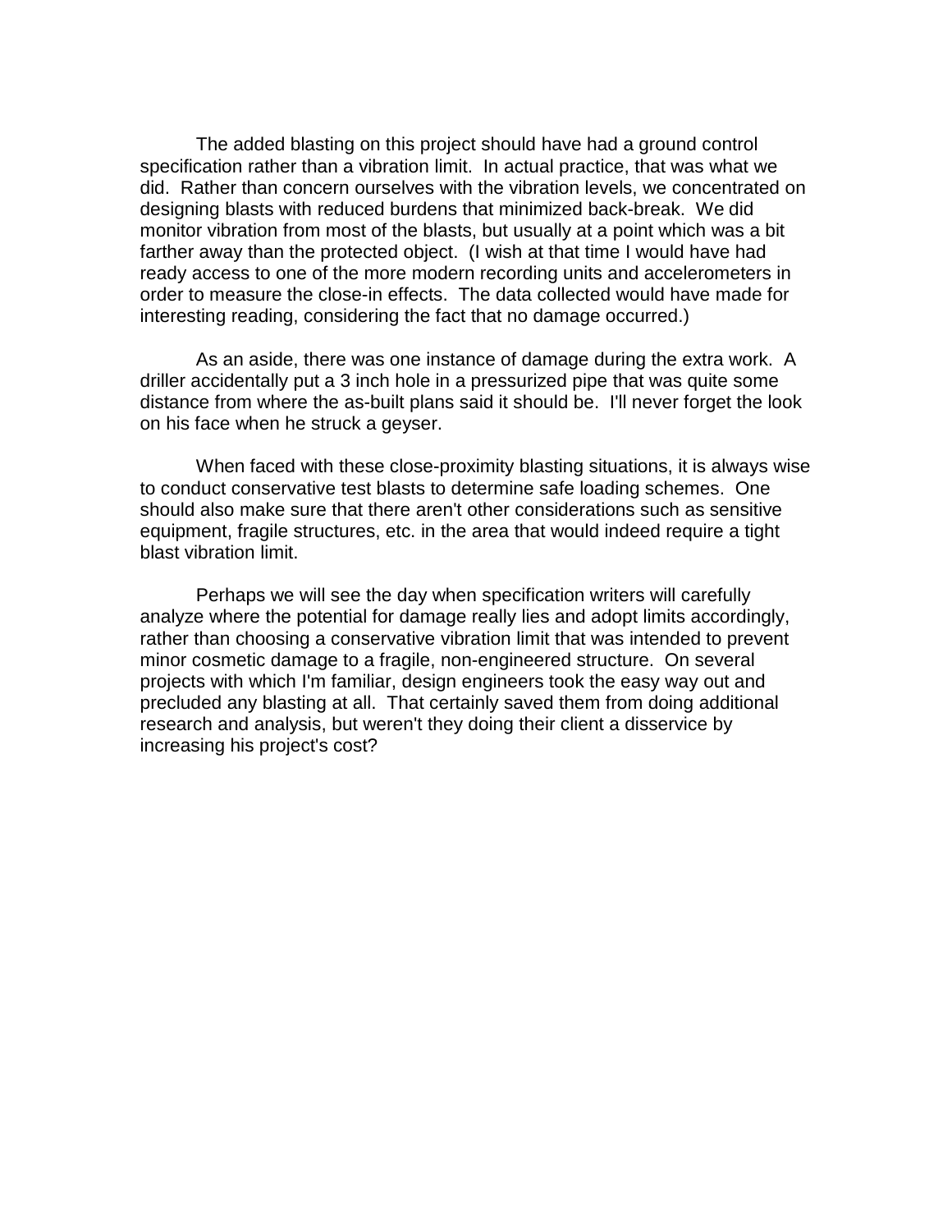The added blasting on this project should have had a ground control specification rather than a vibration limit. In actual practice, that was what we did. Rather than concern ourselves with the vibration levels, we concentrated on designing blasts with reduced burdens that minimized back-break. We did monitor vibration from most of the blasts, but usually at a point which was a bit farther away than the protected object. (I wish at that time I would have had ready access to one of the more modern recording units and accelerometers in order to measure the close-in effects. The data collected would have made for interesting reading, considering the fact that no damage occurred.)

As an aside, there was one instance of damage during the extra work. A driller accidentally put a 3 inch hole in a pressurized pipe that was quite some distance from where the as-built plans said it should be. I'll never forget the look on his face when he struck a geyser.

When faced with these close-proximity blasting situations, it is always wise to conduct conservative test blasts to determine safe loading schemes. One should also make sure that there aren't other considerations such as sensitive equipment, fragile structures, etc. in the area that would indeed require a tight blast vibration limit.

Perhaps we will see the day when specification writers will carefully analyze where the potential for damage really lies and adopt limits accordingly, rather than choosing a conservative vibration limit that was intended to prevent minor cosmetic damage to a fragile, non-engineered structure. On several projects with which I'm familiar, design engineers took the easy way out and precluded any blasting at all. That certainly saved them from doing additional research and analysis, but weren't they doing their client a disservice by increasing his project's cost?